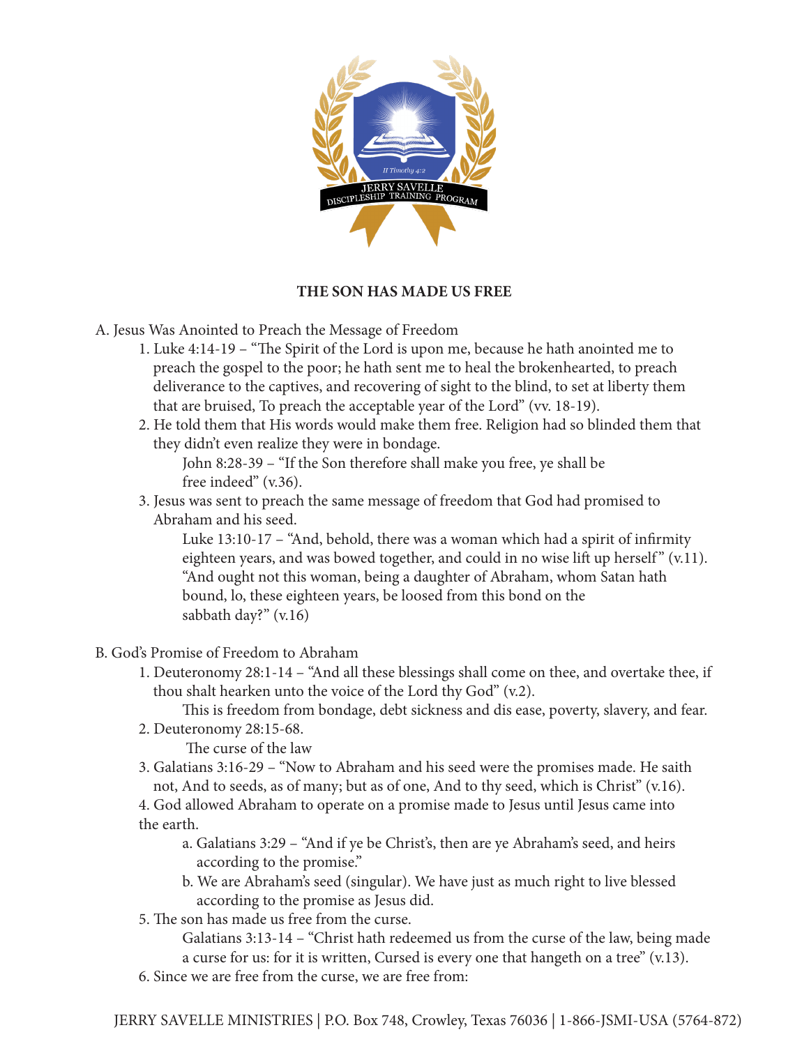# THE SON HAS MADE US FREE

A. Jesus Was Anointed to Preach the Message of Freedom

1. Luke 4:14-19 – "The Spirit of the Lord is upon me, because he hath anointed me to preach the gospel to the poor; he hath sent me to heal the brokenhearted, to preach deliverance to the captives, and recovering of sight to the blind, to set at liberty them that are bruised, To preach the acceptable year of the Lord" (vv. 18-19).
2. He told them that His words would make them free. Religion had so blinded them that they didn't even realize they were in bondage.
   John 8:28-39 – "If the Son therefore shall make you free, ye shall be free indeed" (v.36).
3. Jesus was sent to preach the same message of freedom that God had promised to Abraham and his seed.
   Luke 13:10-17 – "And, behold, there was a woman which had a spirit of infirmity eighteen years, and was bowed together, and could in no wise lift up herself" (v.11). "And ought not this woman, being a daughter of Abraham, whom Satan hath bound, lo, these eighteen years, be loosed from this bond on the sabbath day?" (v.16)

B. God's Promise of Freedom to Abraham

1. Deuteronomy 28:1-14 – "And all these blessings shall come on thee, and overtake thee, if thou shalt hearken unto the voice of the Lord thy God" (v.2).
   This is freedom from bondage, debt sickness and dis ease, poverty, slavery, and fear.
2. Deuteronomy 28:15-68.
   The curse of the law
3. Galatians 3:16-29 – "Now to Abraham and his seed were the promises made. He saith not, And to seeds, as of many; but as of one, And to thy seed, which is Christ" (v.16).
4. God allowed Abraham to operate on a promise made to Jesus until Jesus came into the earth.
   a. Galatians 3:29 – "And if ye be Christ's, then are ye Abraham's seed, and heirs according to the promise."
   b. We are Abraham's seed (singular). We have just as much right to live blessed according to the promise as Jesus did.
5. The son has made us free from the curse.
   Galatians 3:13-14 – "Christ hath redeemed us from the curse of the law, being made a curse for us: for it is written, Cursed is every one that hangeth on a tree" (v.13).
6. Since we are free from the curse, we are free from: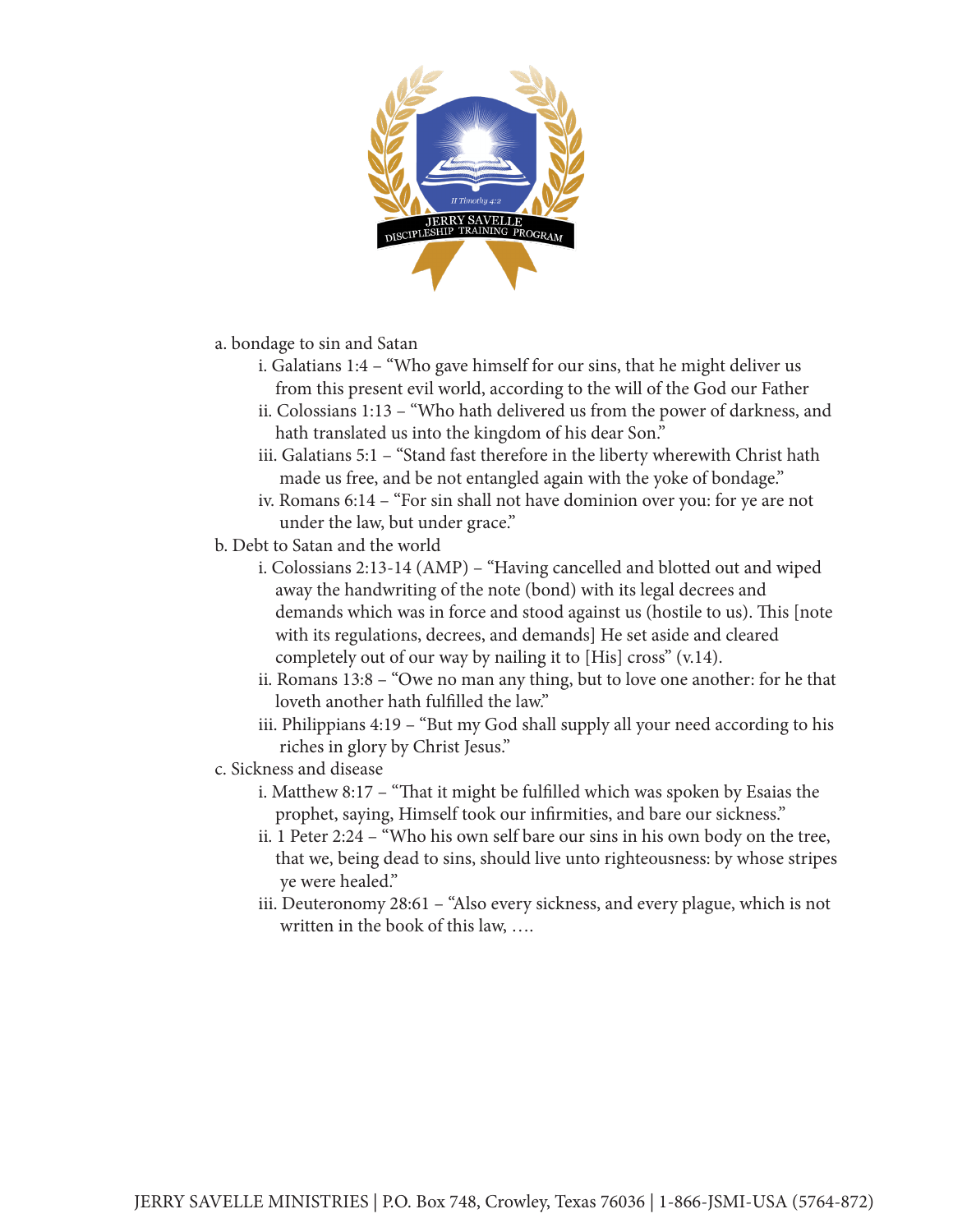a. bondage to sin and Satan
   - i. Galatians 1:4 – "Who gave himself for our sins, that he might deliver us from this present evil world, according to the will of the God our Father
   - ii. Colossians 1:13 – "Who hath delivered us from the power of darkness, and hath translated us into the kingdom of his dear Son."
   - iii. Galatians 5:1 – "Stand fast therefore in the liberty wherewith Christ hath made us free, and be not entangled again with the yoke of bondage."
   - iv. Romans 6:14 – "For sin shall not have dominion over you: for ye are not under the law, but under grace."

b. Debt to Satan and the world
   - i. Colossians 2:13-14 (AMP) – "Having cancelled and blotted out and wiped away the handwriting of the note (bond) with its legal decrees and demands which was in force and stood against us (hostile to us). This [note with its regulations, decrees, and demands] He set aside and cleared completely out of our way by nailing it to [His] cross" (v.14).
   - ii. Romans 13:8 – "Owe no man any thing, but to love one another: for he that loveth another hath fulfilled the law."
   - iii. Philippians 4:19 – "But my God shall supply all your need according to his riches in glory by Christ Jesus."

c. Sickness and disease
   - i. Matthew 8:17 – "That it might be fulfilled which was spoken by Esaias the prophet, saying, Himself took our infirmities, and bare our sickness."
   - ii. 1 Peter 2:24 – "Who his own self bare our sins in his own body on the tree, that we, being dead to sins, should live unto righteousness: by whose stripes ye were healed."
   - iii. Deuteronomy 28:61 – "Also every sickness, and every plague, which is not written in the book of this law, ….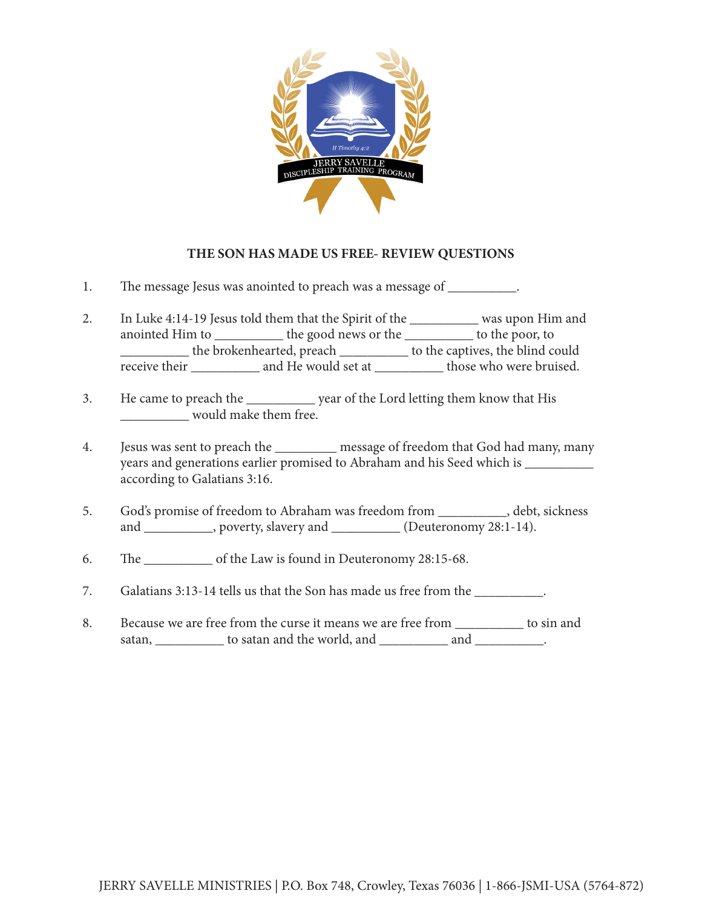## THE SON HAS MADE US FREE- REVIEW QUESTIONS

1. The message Jesus was anointed to preach was a message of __________.

2. In Luke 4:14-19 Jesus told them that the Spirit of the __________ was upon Him and anointed Him to __________ the good news or the __________ to the poor, to __________ the brokenhearted, preach __________ to the captives, the blind could receive their __________ and He would set at __________ those who were bruised.

3. He came to preach the __________ year of the Lord letting them know that His __________ would make them free.

4. Jesus was sent to preach the _________ message of freedom that God had many, many years and generations earlier promised to Abraham and his Seed which is __________ according to Galatians 3:16.

5. God's promise of freedom to Abraham was freedom from __________, debt, sickness and __________, poverty, slavery and __________ (Deuteronomy 28:1-14).

6. The __________ of the Law is found in Deuteronomy 28:15-68.

7. Galatians 3:13-14 tells us that the Son has made us free from the __________.

8. Because we are free from the curse it means we are free from __________ to sin and satan, __________ to satan and the world, and __________ and __________.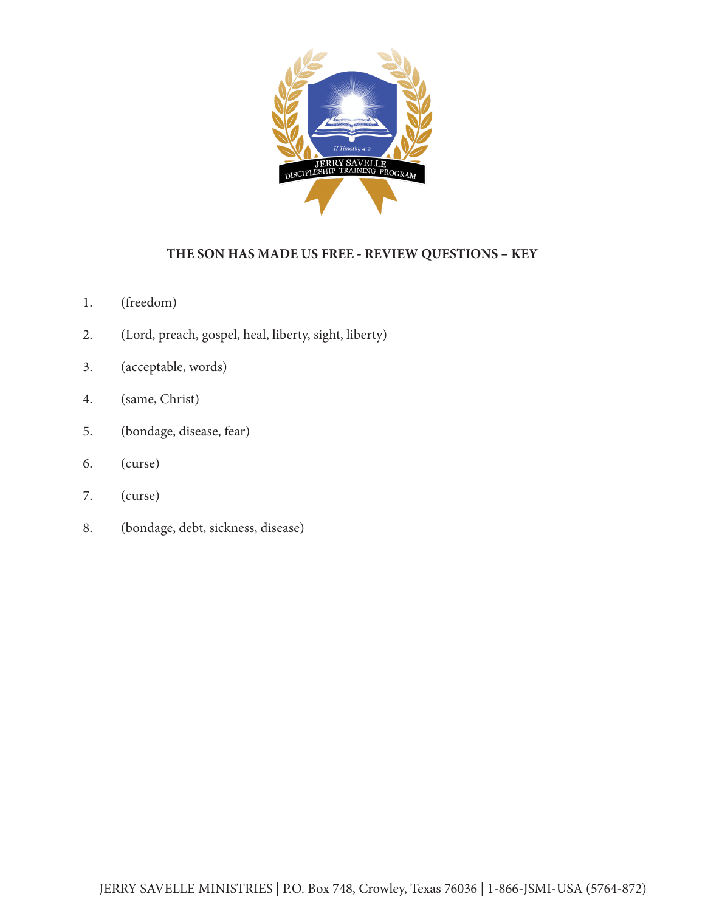**THE SON HAS MADE US FREE - REVIEW QUESTIONS – KEY**

1. (freedom)
2. (Lord, preach, gospel, heal, liberty, sight, liberty)
3. (acceptable, words)
4. (same, Christ)
5. (bondage, disease, fear)
6. (curse)
7. (curse)
8. (bondage, debt, sickness, disease)